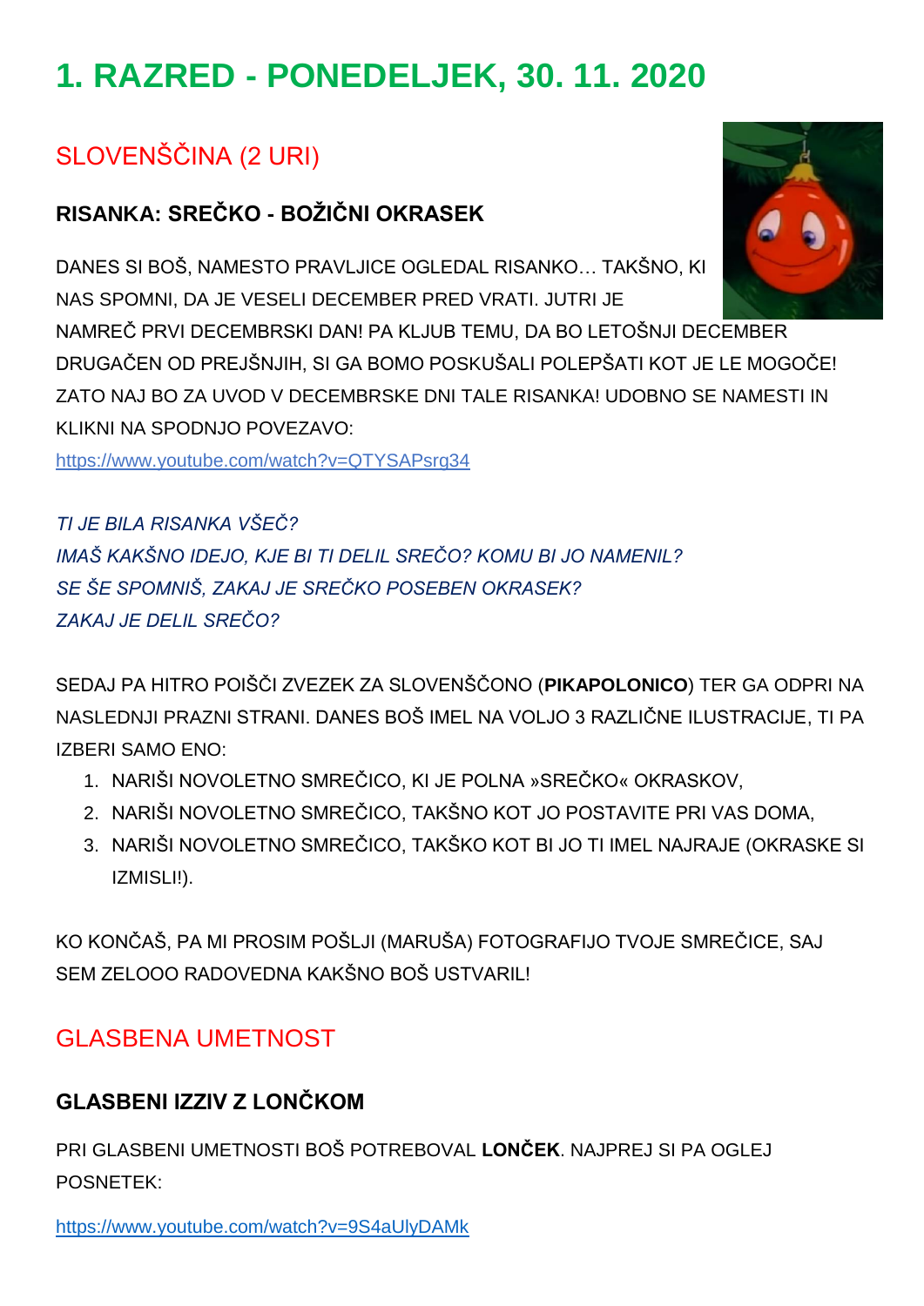# 1. RAZRED - PONEDELJEK, 30. 11. 2020

## SLOVENŠČINA (2 URI)

### RISANKA: SREČKO - BOŽIČNI OKRASEK

DANES SI BOŠ, NAMESTO PRAVLJICE OGLEDAL RISANKO… TAKŠNO, KI NAS SPOMNI, DA JE VESELI DECEMBER PRED VRATI. JUTRI JE NAMREČ PRVI DECEMBRSKI DAN! PA KLJUB TEMU, DA BO LETOŠNJI DECEMBER DRUGAČEN OD PREJŠNJIH, SI GA BOMO POSKUŠALI POLEPŠATI KOT JE LE MOGOČE! ZATO NAJ BO ZA UVOD V DECEMBRSKE DNI TALE RISANKA! UDOBNO SE NAMESTI IN KLIKNI NA SPODNJO POVEZAVO:

https://www.youtube.com/watch?v=QTYSAPsrg34

*TI JE BILA RISANKA VŠEČ?*
*IMAŠ KAKŠNO IDEJO, KJE BI TI DELIL SREČO? KOMU BI JO NAMENIL?*
*SE ŠE SPOMNIŠ, ZAKAJ JE SREČKO POSEBEN OKRASEK?*
*ZAKAJ JE DELIL SREČO?*

SEDAJ PA HITRO POIŠČI ZVEZEK ZA SLOVENŠČONO (**PIKAPOLONICO**) TER GA ODPRI NA NASLEDNJI PRAZNI STRANI. DANES BOŠ IMEL NA VOLJO 3 RAZLIČNE ILUSTRACIJE, TI PA IZBERI SAMO ENO:

1. NARIŠI NOVOLETNO SMREČICO, KI JE POLNA »SREČKO« OKRASKOV,
2. NARIŠI NOVOLETNO SMREČICO, TAKŠNO KOT JO POSTAVITE PRI VAS DOMA,
3. NARIŠI NOVOLETNO SMREČICO, TAKŠKO KOT BI JO TI IMEL NAJRAJE (OKRASKE SI IZMISLI!).

KO KONČAŠ, PA MI PROSIM POŠLJI (MARUŠA) FOTOGRAFIJO TVOJE SMREČICE, SAJ SEM ZELOOO RADOVEDNA KAKŠNO BOŠ USTVARIL!

## GLASBENA UMETNOST

### GLASBENI IZZIV Z LONČKOM

PRI GLASBENI UMETNOSTI BOŠ POTREBOVAL **LONČEK**. NAJPREJ SI PA OGLEJ POSNETEK:

https://www.youtube.com/watch?v=9S4aUlyDAMk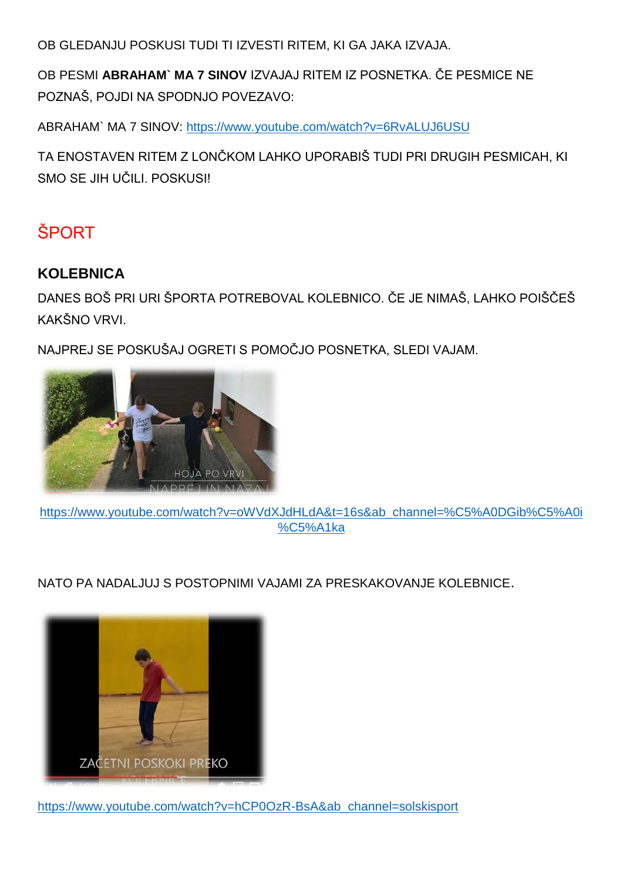OB GLEDANJU POSKUSI TUDI TI IZVESTI RITEM, KI GA JAKA IZVAJA.

OB PESMI **ABRAHAM` MA 7 SINOV** IZVAJAJ RITEM IZ POSNETKA. ČE PESMICE NE POZNAŠ, POJDI NA SPODNJO POVEZAVO:

ABRAHAM` MA 7 SINOV: https://www.youtube.com/watch?v=6RvALUJ6USU

TA ENOSTAVEN RITEM Z LONČKOM LAHKO UPORABIŠ TUDI PRI DRUGIH PESMICAH, KI SMO SE JIH UČILI. POSKUSI!

## ŠPORT

### KOLEBNICA

DANES BOŠ PRI URI ŠPORTA POTREBOVAL KOLEBNICO. ČE JE NIMAŠ, LAHKO POIŠČEŠ KAKŠNO VRVI.

NAJPREJ SE POSKUŠAJ OGRETI S POMOČJO POSNETKA, SLEDI VAJAM.

HOJA PO VRVI NAPREJ IN NAZAJ

https://www.youtube.com/watch?v=oWVdXJdHLdA&t=16s&ab_channel=%C5%A0DGib%C5%A0i%C5%A1ka

NATO PA NADALJUJ S POSTOPNIMI VAJAMI ZA PRESKAKOVANJE KOLEBNICE.

ZAČETNI POSKOKI PREKO KOLEBNICE

https://www.youtube.com/watch?v=hCP0OzR-BsA&ab_channel=solskisport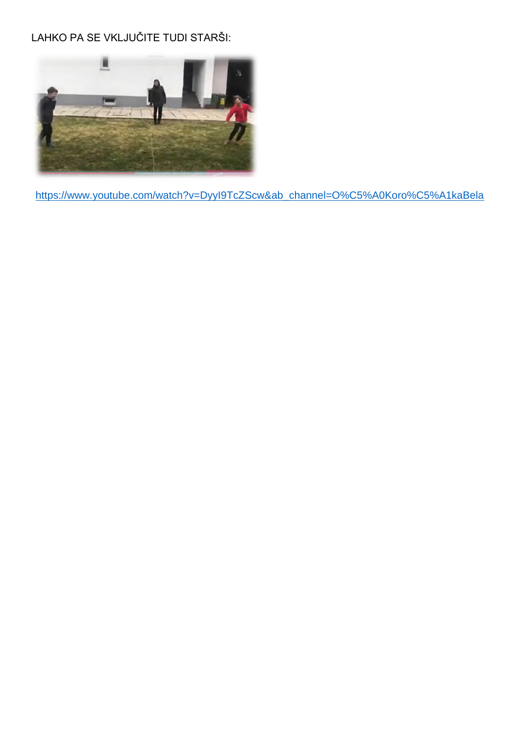LAHKO PA SE VKLJUČITE TUDI STARŠI:

https://www.youtube.com/watch?v=DyyI9TcZScw&ab_channel=O%C5%A0Koro%C5%A1kaBela